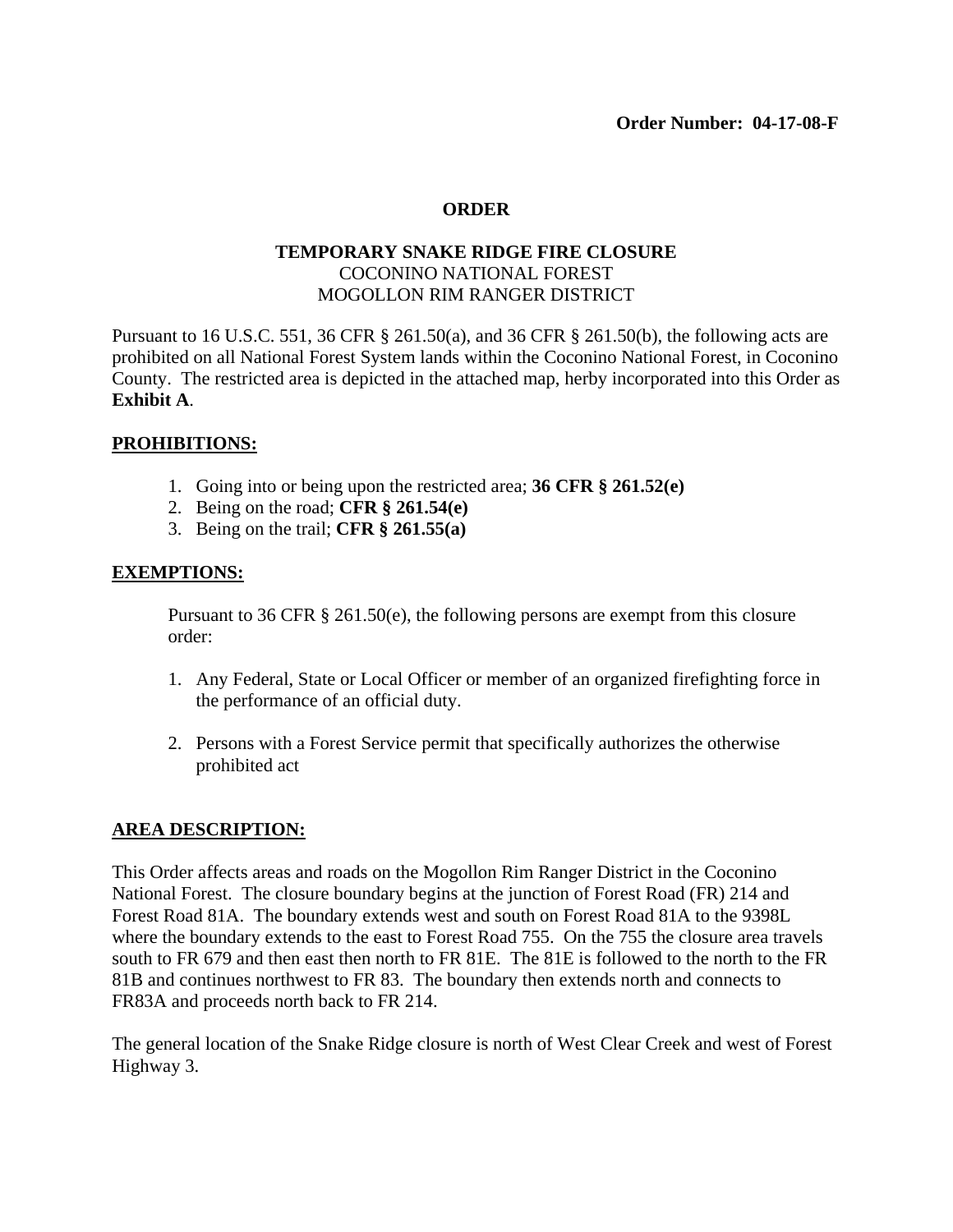**Order Number: 04-17-08-F**

# ORDER

## TEMPORARY SNAKE RIDGE FIRE CLOSURE

COCONINO NATIONAL FOREST
MOGOLLON RIM RANGER DISTRICT

Pursuant to 16 U.S.C. 551, 36 CFR § 261.50(a), and 36 CFR § 261.50(b), the following acts are prohibited on all National Forest System lands within the Coconino National Forest, in Coconino County. The restricted area is depicted in the attached map, herby incorporated into this Order as **Exhibit A**.

## PROHIBITIONS:

1. Going into or being upon the restricted area; **36 CFR § 261.52(e)**
2. Being on the road; **CFR § 261.54(e)**
3. Being on the trail; **CFR § 261.55(a)**

## EXEMPTIONS:

Pursuant to 36 CFR § 261.50(e), the following persons are exempt from this closure order:

1. Any Federal, State or Local Officer or member of an organized firefighting force in the performance of an official duty.

2. Persons with a Forest Service permit that specifically authorizes the otherwise prohibited act

## AREA DESCRIPTION:

This Order affects areas and roads on the Mogollon Rim Ranger District in the Coconino National Forest. The closure boundary begins at the junction of Forest Road (FR) 214 and Forest Road 81A. The boundary extends west and south on Forest Road 81A to the 9398L where the boundary extends to the east to Forest Road 755. On the 755 the closure area travels south to FR 679 and then east then north to FR 81E. The 81E is followed to the north to the FR 81B and continues northwest to FR 83. The boundary then extends north and connects to FR83A and proceeds north back to FR 214.

The general location of the Snake Ridge closure is north of West Clear Creek and west of Forest Highway 3.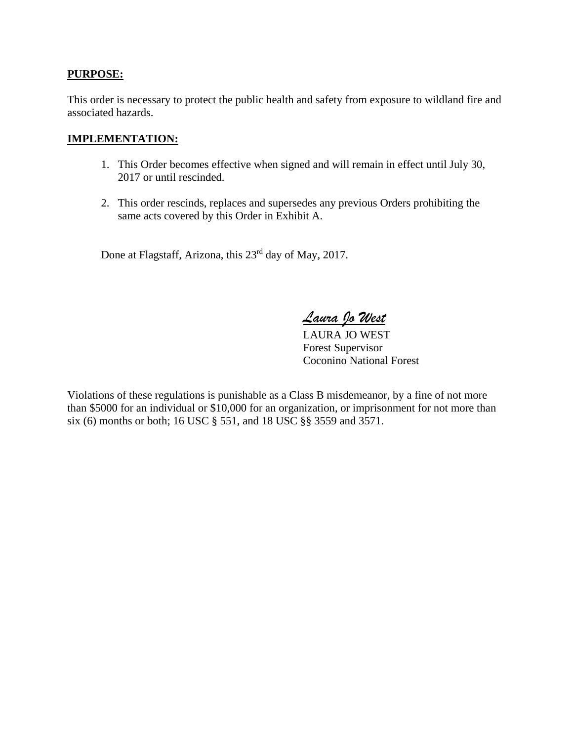**PURPOSE:**

This order is necessary to protect the public health and safety from exposure to wildland fire and associated hazards.

**IMPLEMENTATION:**

1. This Order becomes effective when signed and will remain in effect until July 30, 2017 or until rescinded.

2. This order rescinds, replaces and supersedes any previous Orders prohibiting the same acts covered by this Order in Exhibit A.

Done at Flagstaff, Arizona, this 23rd day of May, 2017.

*Laura Jo West*
LAURA JO WEST
Forest Supervisor
Coconino National Forest

Violations of these regulations is punishable as a Class B misdemeanor, by a fine of not more than $5000 for an individual or $10,000 for an organization, or imprisonment for not more than six (6) months or both; 16 USC § 551, and 18 USC §§ 3559 and 3571.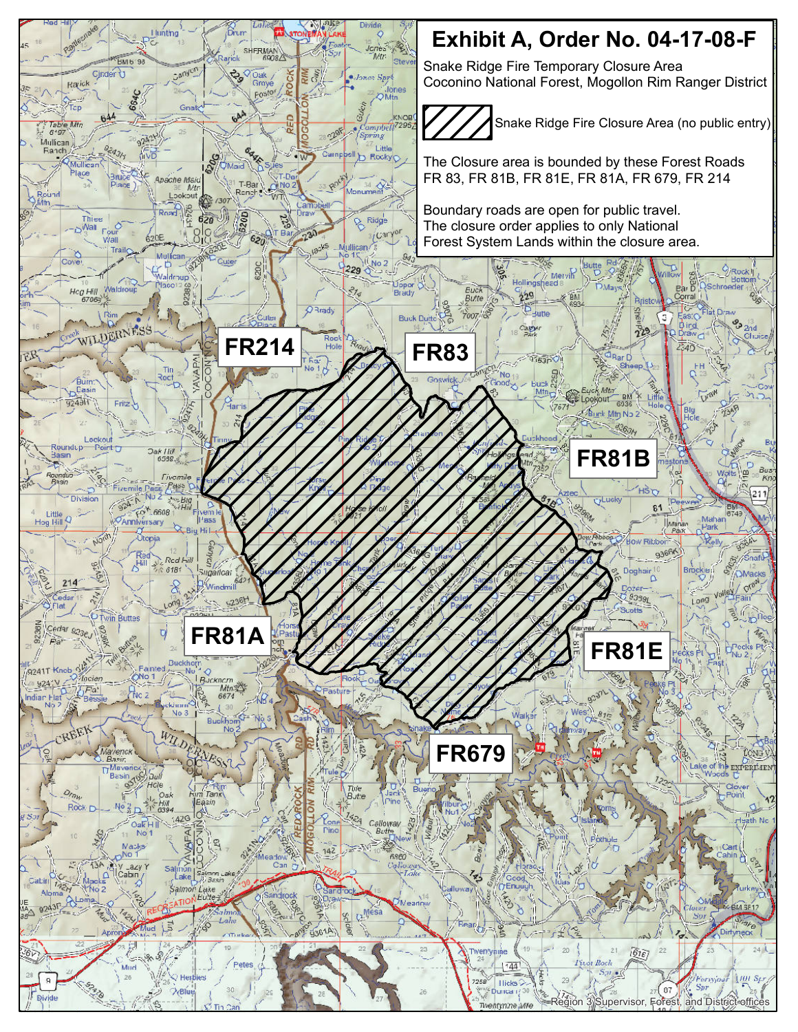# Exhibit A, Order No. 04-17-08-F

Snake Ridge Fire Temporary Closure Area
Coconino National Forest, Mogollon Rim Ranger District

Snake Ridge Fire Closure Area (no public entry)

The Closure area is bounded by these Forest Roads FR 83, FR 81B, FR 81E, FR 81A, FR 679, FR 214

Boundary roads are open for public travel.
The closure order applies to only National Forest System Lands within the closure area.

FR214

FR83

FR81B

FR81A

FR81E

FR679